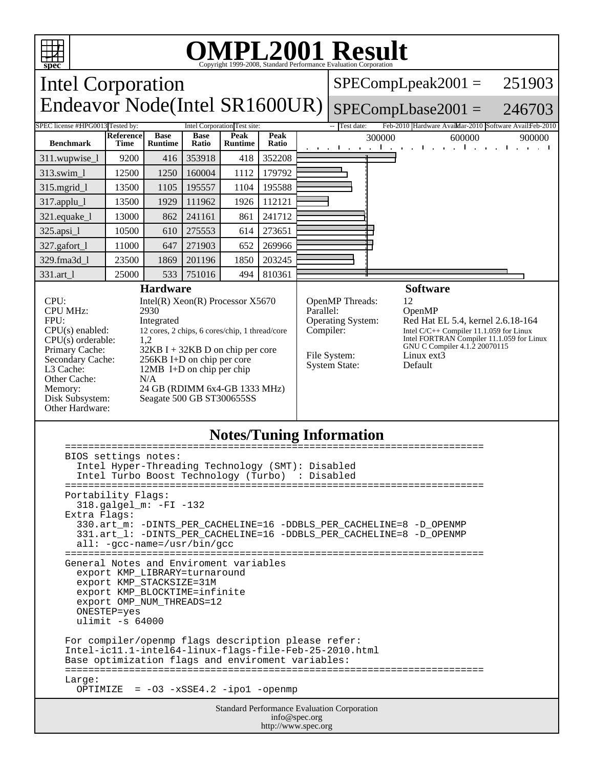# OMPL2001 Result

Copyright 1999-2008, Standard Performance Evaluation Corporation

## Intel Corporation
## Endeavor Node(Intel SR1600UR)

SPECompLpeak2001 = 251903

SPECompLbase2001 = 246703

SPEC license #: HPG0013 | Tested by: Intel Corporation | Test site: -- | Test date: Feb-2010 | Hardware Avail: Mar-2010 | Software Avail: Feb-2010

| Benchmark | Reference Time | Base Runtime | Base Ratio | Peak Runtime | Peak Ratio |
|---|---|---|---|---|---|
| 311.wupwise_l | 9200 | 416 | 353918 | 418 | 352208 |
| 313.swim_l | 12500 | 1250 | 160004 | 1112 | 179792 |
| 315.mgrid_l | 13500 | 1105 | 195557 | 1104 | 195588 |
| 317.applu_l | 13500 | 1929 | 111962 | 1926 | 112121 |
| 321.equake_l | 13000 | 862 | 241161 | 861 | 241712 |
| 325.apsi_l | 10500 | 610 | 275553 | 614 | 273651 |
| 327.gafort_l | 11000 | 647 | 271903 | 652 | 269966 |
| 329.fma3d_l | 23500 | 1869 | 201196 | 1850 | 203245 |
| 331.art_l | 25000 | 533 | 751016 | 494 | 810361 |

### Hardware

| | |
|---|---|
| CPU: | Intel(R) Xeon(R) Processor X5670 |
| CPU MHz: | 2930 |
| FPU: | Integrated |
| CPU(s) enabled: | 12 cores, 2 chips, 6 cores/chip, 1 thread/core |
| CPU(s) orderable: | 1,2 |
| Primary Cache: | 32KB I + 32KB D on chip per core |
| Secondary Cache: | 256KB I+D on chip per core |
| L3 Cache: | 12MB I+D on chip per chip |
| Other Cache: | N/A |
| Memory: | 24 GB (RDIMM 6x4-GB 1333 MHz) |
| Disk Subsystem: | Seagate 500 GB ST300655SS |
| Other Hardware: | |

### Software

| | |
|---|---|
| OpenMP Threads: | 12 |
| Parallel: | OpenMP |
| Operating System: | Red Hat EL 5.4, kernel 2.6.18-164 |
| Compiler: | Intel C/C++ Compiler 11.1.059 for Linux<br>Intel FORTRAN Compiler 11.1.059 for Linux<br>GNU C Compiler 4.1.2 20070115 |
| File System: | Linux ext3 |
| System State: | Default |

### Notes/Tuning Information

```
========================================================================
BIOS settings notes:
  Intel Hyper-Threading Technology (SMT): Disabled
  Intel Turbo Boost Technology (Turbo)  : Disabled
========================================================================
Portability Flags:
  318.galgel_m: -FI -132
Extra Flags:
  330.art_m: -DINTS_PER_CACHELINE=16 -DDBLS_PER_CACHELINE=8 -D_OPENMP
  331.art_l: -DINTS_PER_CACHELINE=16 -DDBLS_PER_CACHELINE=8 -D_OPENMP
  all: -gcc-name=/usr/bin/gcc
========================================================================
General Notes and Enviroment variables
  export KMP_LIBRARY=turnaround
  export KMP_STACKSIZE=31M
  export KMP_BLOCKTIME=infinite
  export OMP_NUM_THREADS=12
  ONESTEP=yes
  ulimit -s 64000

For compiler/openmp flags description please refer:
Intel-ic11.1-intel64-linux-flags-file-Feb-25-2010.html
Base optimization flags and enviroment variables:
========================================================================
Large:
  OPTIMIZE  = -O3 -xSSE4.2 -ipo1 -openmp
```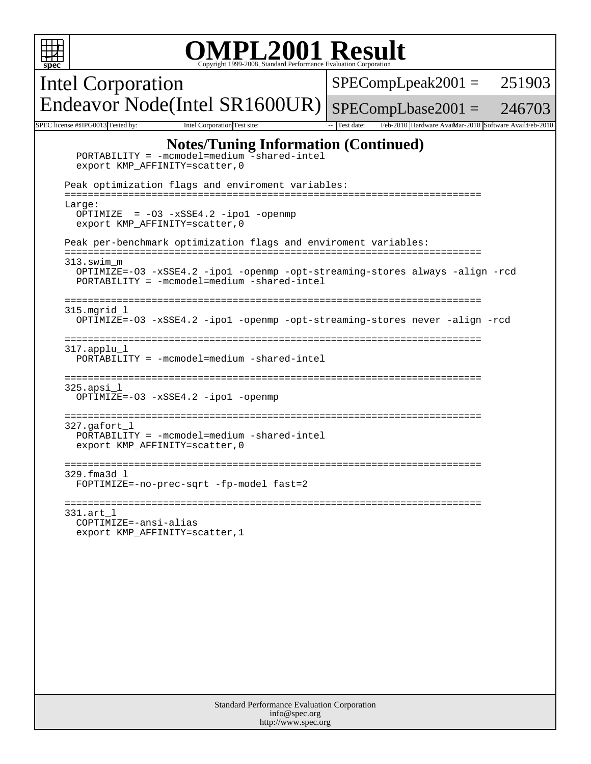# OMPL2001 Result

Copyright 1999-2008, Standard Performance Evaluation Corporation

## Intel Corporation
## Endeavor Node(Intel SR1600UR)

SPECompLpeak2001 = 251903

SPECompLbase2001 = 246703

SPEC license #: HPG0013 | Tested by: Intel Corporation | Test site: -- | Test date: Feb-2010 | Hardware Avail: Mar-2010 | Software Avail: Feb-2010

### Notes/Tuning Information (Continued)

```
  PORTABILITY = -mcmodel=medium -shared-intel
  export KMP_AFFINITY=scatter,0

Peak optimization flags and enviroment variables:
==========================================================================
Large:
  OPTIMIZE  = -O3 -xSSE4.2 -ipo1 -openmp
  export KMP_AFFINITY=scatter,0

Peak per-benchmark optimization flags and enviroment variables:
==========================================================================
313.swim_m
  OPTIMIZE=-O3 -xSSE4.2 -ipo1 -openmp -opt-streaming-stores always -align -rcd
  PORTABILITY = -mcmodel=medium -shared-intel

==========================================================================
315.mgrid_l
  OPTIMIZE=-O3 -xSSE4.2 -ipo1 -openmp -opt-streaming-stores never -align -rcd

==========================================================================
317.applu_l
  PORTABILITY = -mcmodel=medium -shared-intel

==========================================================================
325.apsi_l
  OPTIMIZE=-O3 -xSSE4.2 -ipo1 -openmp

==========================================================================
327.gafort_l
  PORTABILITY = -mcmodel=medium -shared-intel
  export KMP_AFFINITY=scatter,0

==========================================================================
329.fma3d_l
  FOPTIMIZE=-no-prec-sqrt -fp-model fast=2

==========================================================================
331.art_l
  COPTIMIZE=-ansi-alias
  export KMP_AFFINITY=scatter,1
```

Standard Performance Evaluation Corporation
info@spec.org
http://www.spec.org